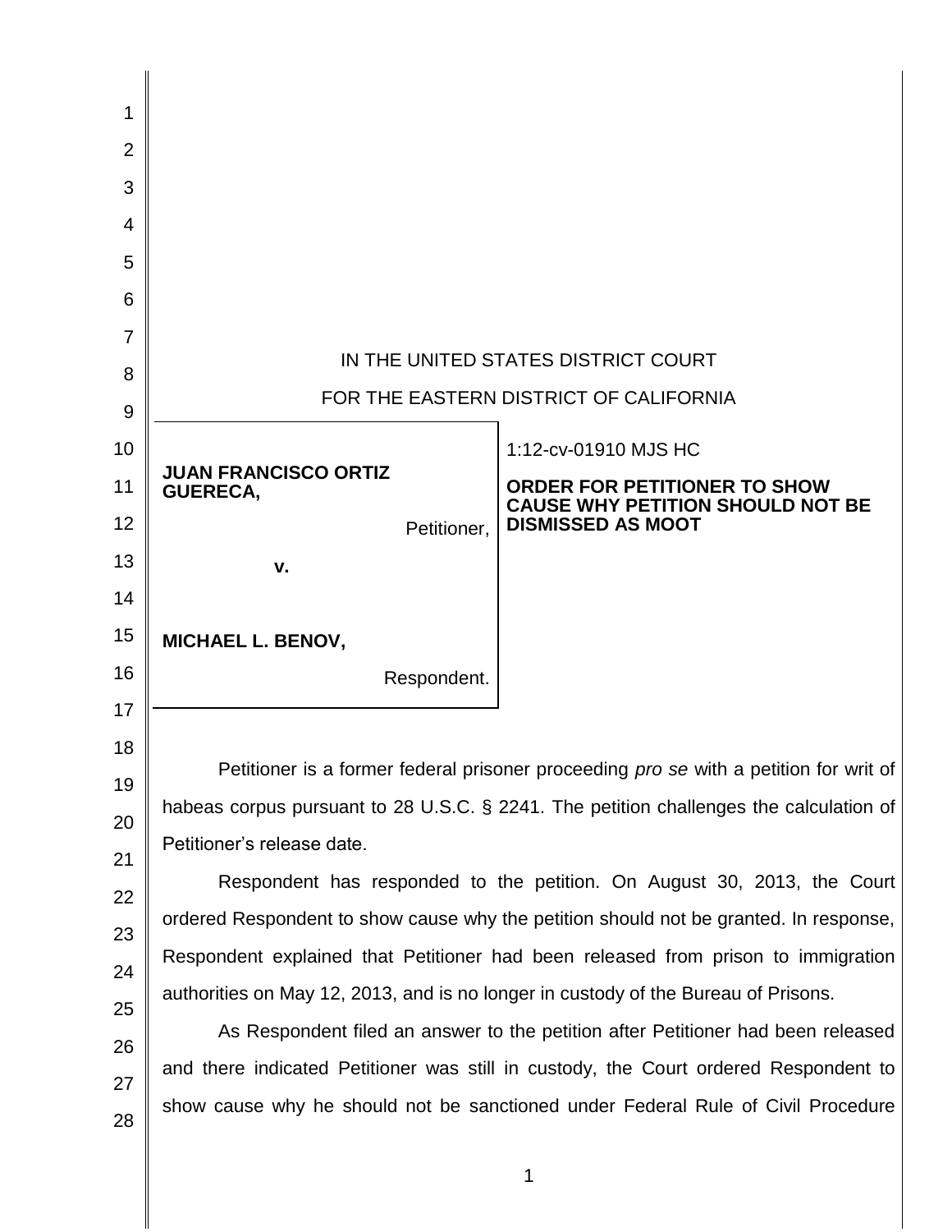IN THE UNITED STATES DISTRICT COURT

FOR THE EASTERN DISTRICT OF CALIFORNIA

| | |
|---|---|
| **JUAN FRANCISCO ORTIZ GUERECA,**<br><br>Petitioner,<br><br>**v.**<br><br>**MICHAEL L. BENOV,**<br><br>Respondent. | 1:12-cv-01910 MJS HC<br><br>**ORDER FOR PETITIONER TO SHOW CAUSE WHY PETITION SHOULD NOT BE DISMISSED AS MOOT** |

Petitioner is a former federal prisoner proceeding *pro se* with a petition for writ of habeas corpus pursuant to 28 U.S.C. § 2241. The petition challenges the calculation of Petitioner's release date.

Respondent has responded to the petition. On August 30, 2013, the Court ordered Respondent to show cause why the petition should not be granted. In response, Respondent explained that Petitioner had been released from prison to immigration authorities on May 12, 2013, and is no longer in custody of the Bureau of Prisons.

As Respondent filed an answer to the petition after Petitioner had been released and there indicated Petitioner was still in custody, the Court ordered Respondent to show cause why he should not be sanctioned under Federal Rule of Civil Procedure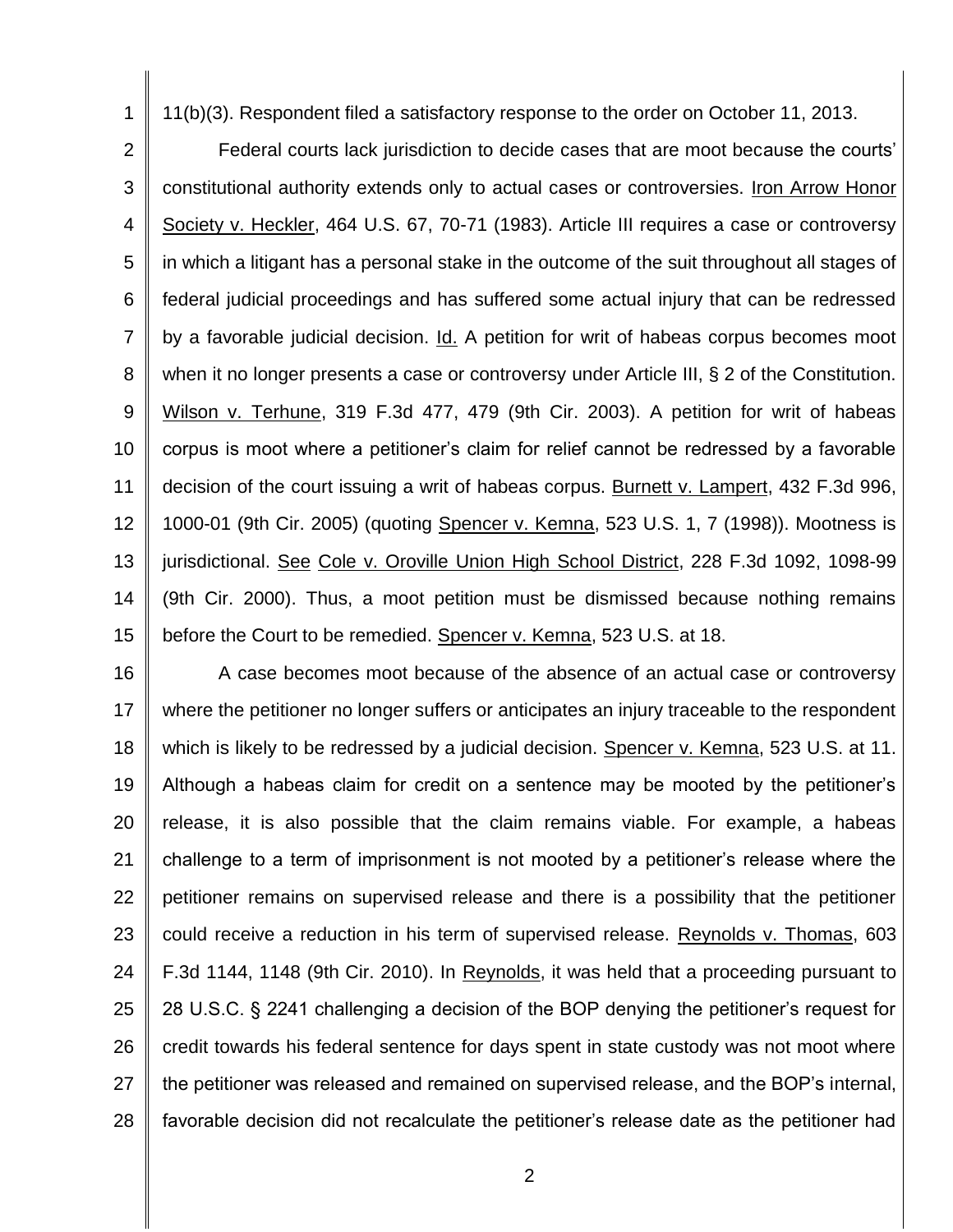11(b)(3). Respondent filed a satisfactory response to the order on October 11, 2013.

Federal courts lack jurisdiction to decide cases that are moot because the courts' constitutional authority extends only to actual cases or controversies. Iron Arrow Honor Society v. Heckler, 464 U.S. 67, 70-71 (1983). Article III requires a case or controversy in which a litigant has a personal stake in the outcome of the suit throughout all stages of federal judicial proceedings and has suffered some actual injury that can be redressed by a favorable judicial decision. Id. A petition for writ of habeas corpus becomes moot when it no longer presents a case or controversy under Article III, § 2 of the Constitution. Wilson v. Terhune, 319 F.3d 477, 479 (9th Cir. 2003). A petition for writ of habeas corpus is moot where a petitioner's claim for relief cannot be redressed by a favorable decision of the court issuing a writ of habeas corpus. Burnett v. Lampert, 432 F.3d 996, 1000-01 (9th Cir. 2005) (quoting Spencer v. Kemna, 523 U.S. 1, 7 (1998)). Mootness is jurisdictional. See Cole v. Oroville Union High School District, 228 F.3d 1092, 1098-99 (9th Cir. 2000). Thus, a moot petition must be dismissed because nothing remains before the Court to be remedied. Spencer v. Kemna, 523 U.S. at 18.

A case becomes moot because of the absence of an actual case or controversy where the petitioner no longer suffers or anticipates an injury traceable to the respondent which is likely to be redressed by a judicial decision. Spencer v. Kemna, 523 U.S. at 11. Although a habeas claim for credit on a sentence may be mooted by the petitioner's release, it is also possible that the claim remains viable. For example, a habeas challenge to a term of imprisonment is not mooted by a petitioner's release where the petitioner remains on supervised release and there is a possibility that the petitioner could receive a reduction in his term of supervised release. Reynolds v. Thomas, 603 F.3d 1144, 1148 (9th Cir. 2010). In Reynolds, it was held that a proceeding pursuant to 28 U.S.C. § 2241 challenging a decision of the BOP denying the petitioner's request for credit towards his federal sentence for days spent in state custody was not moot where the petitioner was released and remained on supervised release, and the BOP's internal, favorable decision did not recalculate the petitioner's release date as the petitioner had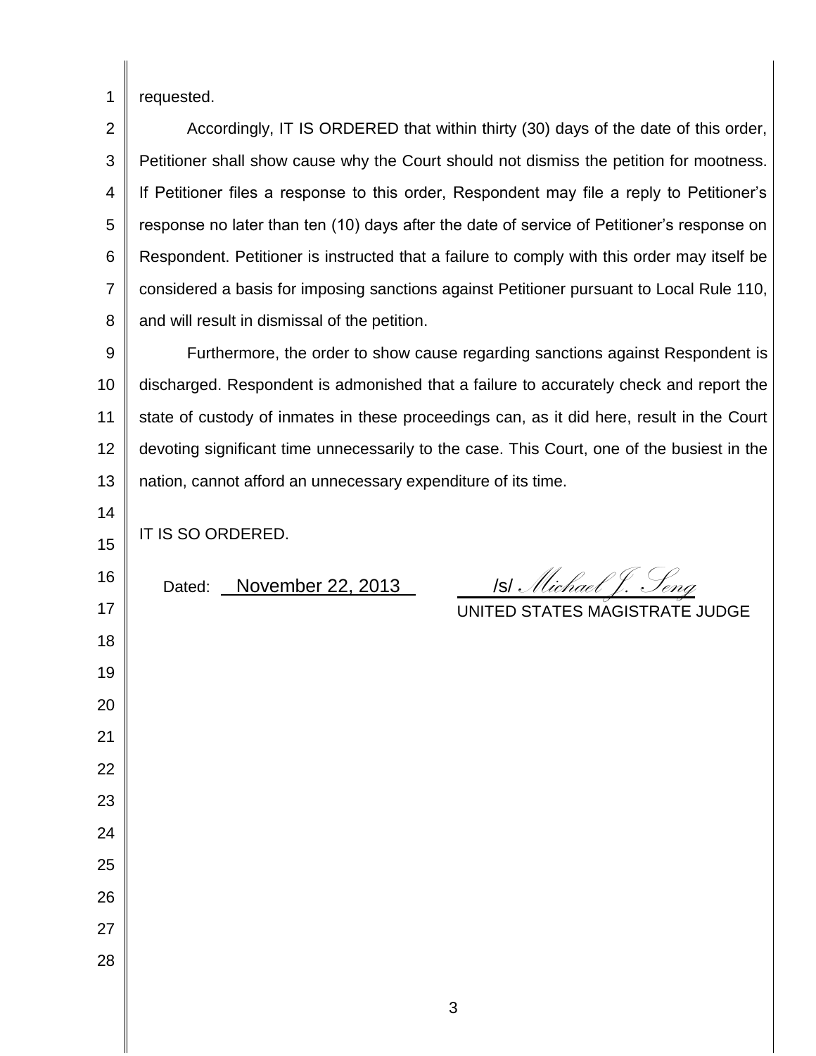requested.

Accordingly, IT IS ORDERED that within thirty (30) days of the date of this order, Petitioner shall show cause why the Court should not dismiss the petition for mootness. If Petitioner files a response to this order, Respondent may file a reply to Petitioner's response no later than ten (10) days after the date of service of Petitioner's response on Respondent. Petitioner is instructed that a failure to comply with this order may itself be considered a basis for imposing sanctions against Petitioner pursuant to Local Rule 110, and will result in dismissal of the petition.

Furthermore, the order to show cause regarding sanctions against Respondent is discharged. Respondent is admonished that a failure to accurately check and report the state of custody of inmates in these proceedings can, as it did here, result in the Court devoting significant time unnecessarily to the case. This Court, one of the busiest in the nation, cannot afford an unnecessary expenditure of its time.

IT IS SO ORDERED.

Dated: November 22, 2013

/s/ *Michael J. Seng*
UNITED STATES MAGISTRATE JUDGE